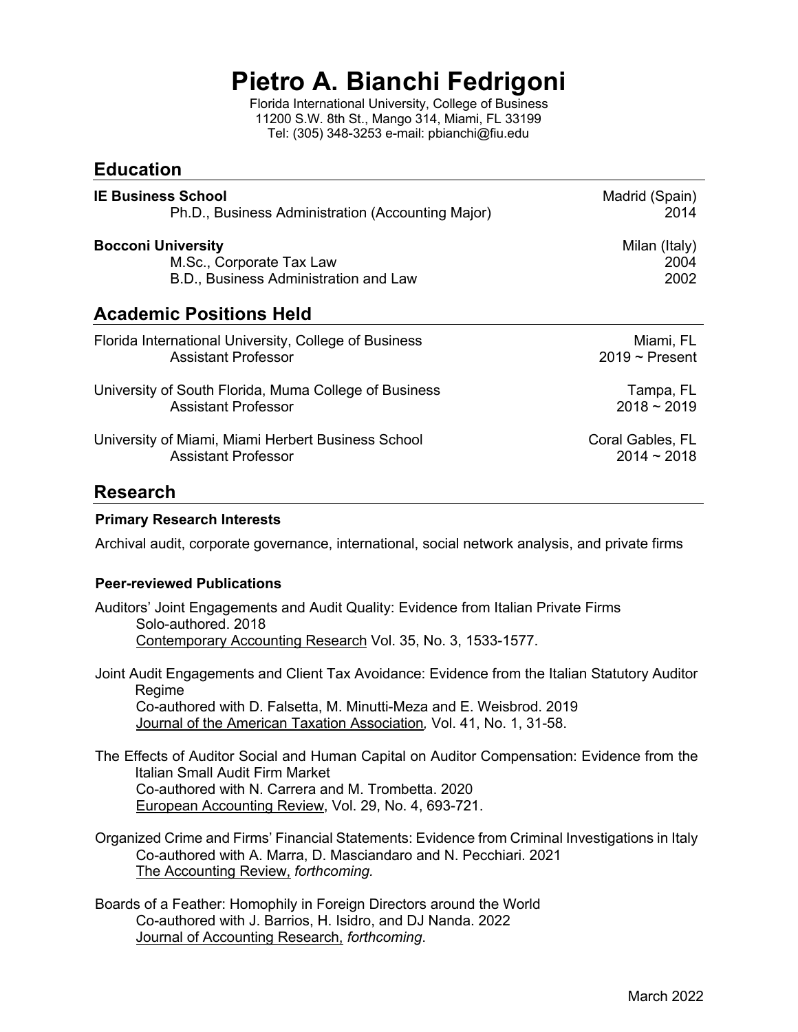# Pietro A. Bianchi Fedrigoni

Florida International University, College of Business
11200 S.W. 8th St., Mango 314, Miami, FL 33199
Tel: (305) 348-3253 e-mail: pbianchi@fiu.edu

## Education

**IE Business School** — Madrid (Spain)
Ph.D., Business Administration (Accounting Major) — 2014

**Bocconi University** — Milan (Italy)
M.Sc., Corporate Tax Law — 2004
B.D., Business Administration and Law — 2002

## Academic Positions Held

Florida International University, College of Business — Miami, FL
Assistant Professor — 2019 ~ Present

University of South Florida, Muma College of Business — Tampa, FL
Assistant Professor — 2018 ~ 2019

University of Miami, Miami Herbert Business School — Coral Gables, FL
Assistant Professor — 2014 ~ 2018

## Research

### Primary Research Interests

Archival audit, corporate governance, international, social network analysis, and private firms

### Peer-reviewed Publications

Auditors' Joint Engagements and Audit Quality: Evidence from Italian Private Firms
Solo-authored. 2018
Contemporary Accounting Research Vol. 35, No. 3, 1533-1577.

Joint Audit Engagements and Client Tax Avoidance: Evidence from the Italian Statutory Auditor Regime
Co-authored with D. Falsetta, M. Minutti-Meza and E. Weisbrod. 2019
Journal of the American Taxation Association*,* Vol. 41, No. 1, 31-58.

The Effects of Auditor Social and Human Capital on Auditor Compensation: Evidence from the Italian Small Audit Firm Market
Co-authored with N. Carrera and M. Trombetta. 2020
European Accounting Review, Vol. 29, No. 4, 693-721.

Organized Crime and Firms' Financial Statements: Evidence from Criminal Investigations in Italy
Co-authored with A. Marra, D. Masciandaro and N. Pecchiari. 2021
The Accounting Review, *forthcoming.*

Boards of a Feather: Homophily in Foreign Directors around the World
Co-authored with J. Barrios, H. Isidro, and DJ Nanda. 2022
Journal of Accounting Research, *forthcoming*.

March 2022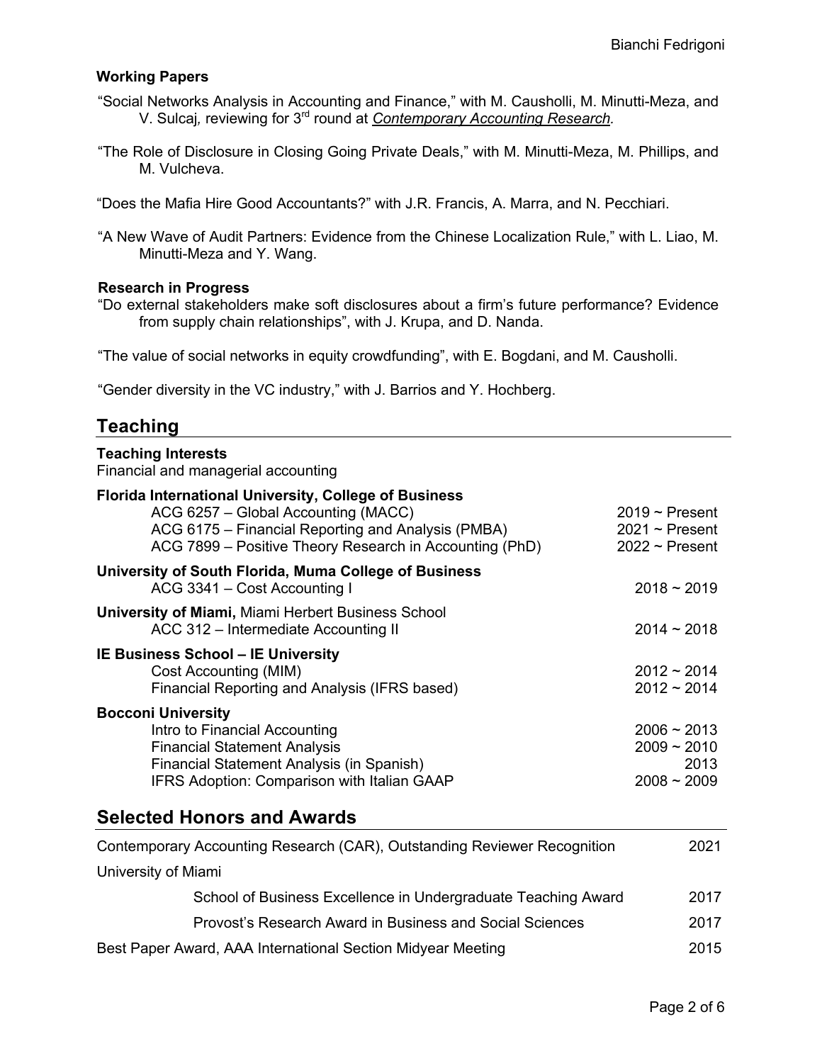### Working Papers

"Social Networks Analysis in Accounting and Finance," with M. Causholli, M. Minutti-Meza, and V. Sulcaj, reviewing for 3rd round at *Contemporary Accounting Research.*

"The Role of Disclosure in Closing Going Private Deals," with M. Minutti-Meza, M. Phillips, and M. Vulcheva.

"Does the Mafia Hire Good Accountants?" with J.R. Francis, A. Marra, and N. Pecchiari.

"A New Wave of Audit Partners: Evidence from the Chinese Localization Rule," with L. Liao, M. Minutti-Meza and Y. Wang.

### Research in Progress

"Do external stakeholders make soft disclosures about a firm's future performance? Evidence from supply chain relationships", with J. Krupa, and D. Nanda.

"The value of social networks in equity crowdfunding", with E. Bogdani, and M. Causholli.

"Gender diversity in the VC industry," with J. Barrios and Y. Hochberg.

## Teaching

### Teaching Interests

Financial and managerial accounting

**Florida International University, College of Business**

| | |
|---|---|
| ACG 6257 – Global Accounting (MACC) | 2019 ~ Present |
| ACG 6175 – Financial Reporting and Analysis (PMBA) | 2021 ~ Present |
| ACG 7899 – Positive Theory Research in Accounting (PhD) | 2022 ~ Present |

**University of South Florida, Muma College of Business**

| | |
|---|---|
| ACG 3341 – Cost Accounting I | 2018 ~ 2019 |

**University of Miami,** Miami Herbert Business School

| | |
|---|---|
| ACC 312 – Intermediate Accounting II | 2014 ~ 2018 |

**IE Business School – IE University**

| | |
|---|---|
| Cost Accounting (MIM) | 2012 ~ 2014 |
| Financial Reporting and Analysis (IFRS based) | 2012 ~ 2014 |

**Bocconi University**

| | |
|---|---|
| Intro to Financial Accounting | 2006 ~ 2013 |
| Financial Statement Analysis | 2009 ~ 2010 |
| Financial Statement Analysis (in Spanish) | 2013 |
| IFRS Adoption: Comparison with Italian GAAP | 2008 ~ 2009 |

## Selected Honors and Awards

| | |
|---|---|
| Contemporary Accounting Research (CAR), Outstanding Reviewer Recognition | 2021 |
| University of Miami | |
| School of Business Excellence in Undergraduate Teaching Award | 2017 |
| Provost's Research Award in Business and Social Sciences | 2017 |
| Best Paper Award, AAA International Section Midyear Meeting | 2015 |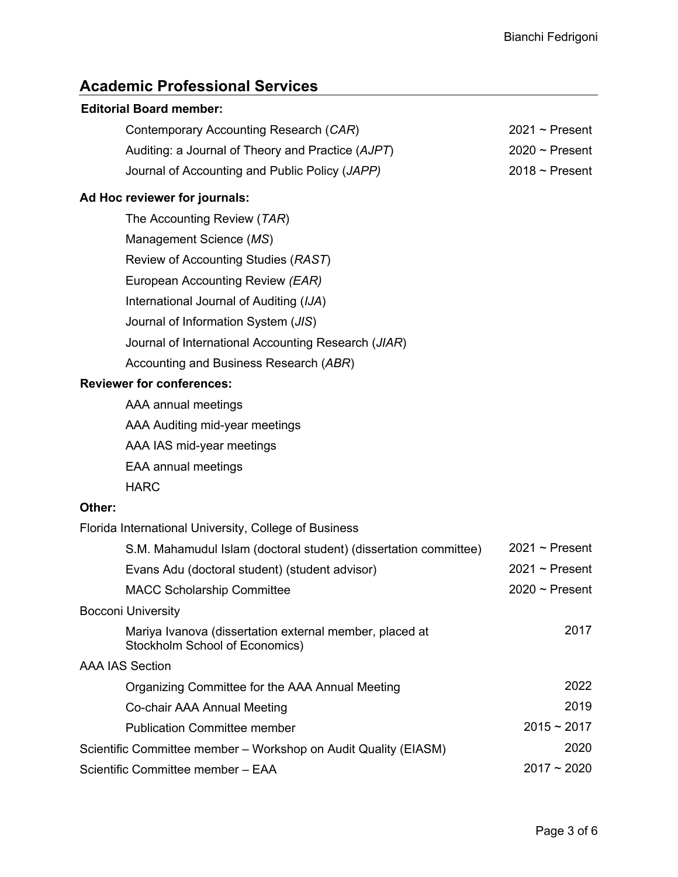## Academic Professional Services

**Editorial Board member:**

- Contemporary Accounting Research (*CAR*) — 2021 ~ Present
- Auditing: a Journal of Theory and Practice (*AJPT*) — 2020 ~ Present
- Journal of Accounting and Public Policy (*JAPP)* — 2018 ~ Present

**Ad Hoc reviewer for journals:**

- The Accounting Review (*TAR*)
- Management Science (*MS*)
- Review of Accounting Studies (*RAST*)
- European Accounting Review *(EAR)*
- International Journal of Auditing (*IJA*)
- Journal of Information System (*JIS*)
- Journal of International Accounting Research (*JIAR*)
- Accounting and Business Research (*ABR*)

**Reviewer for conferences:**

- AAA annual meetings
- AAA Auditing mid-year meetings
- AAA IAS mid-year meetings
- EAA annual meetings
- HARC

**Other:**

Florida International University, College of Business

- S.M. Mahamudul Islam (doctoral student) (dissertation committee) — 2021 ~ Present
- Evans Adu (doctoral student) (student advisor) — 2021 ~ Present
- MACC Scholarship Committee — 2020 ~ Present

Bocconi University

- Mariya Ivanova (dissertation external member, placed at Stockholm School of Economics) — 2017

AAA IAS Section

- Organizing Committee for the AAA Annual Meeting — 2022
- Co-chair AAA Annual Meeting — 2019
- Publication Committee member — 2015 ~ 2017

Scientific Committee member – Workshop on Audit Quality (EIASM) — 2020

Scientific Committee member – EAA — 2017 ~ 2020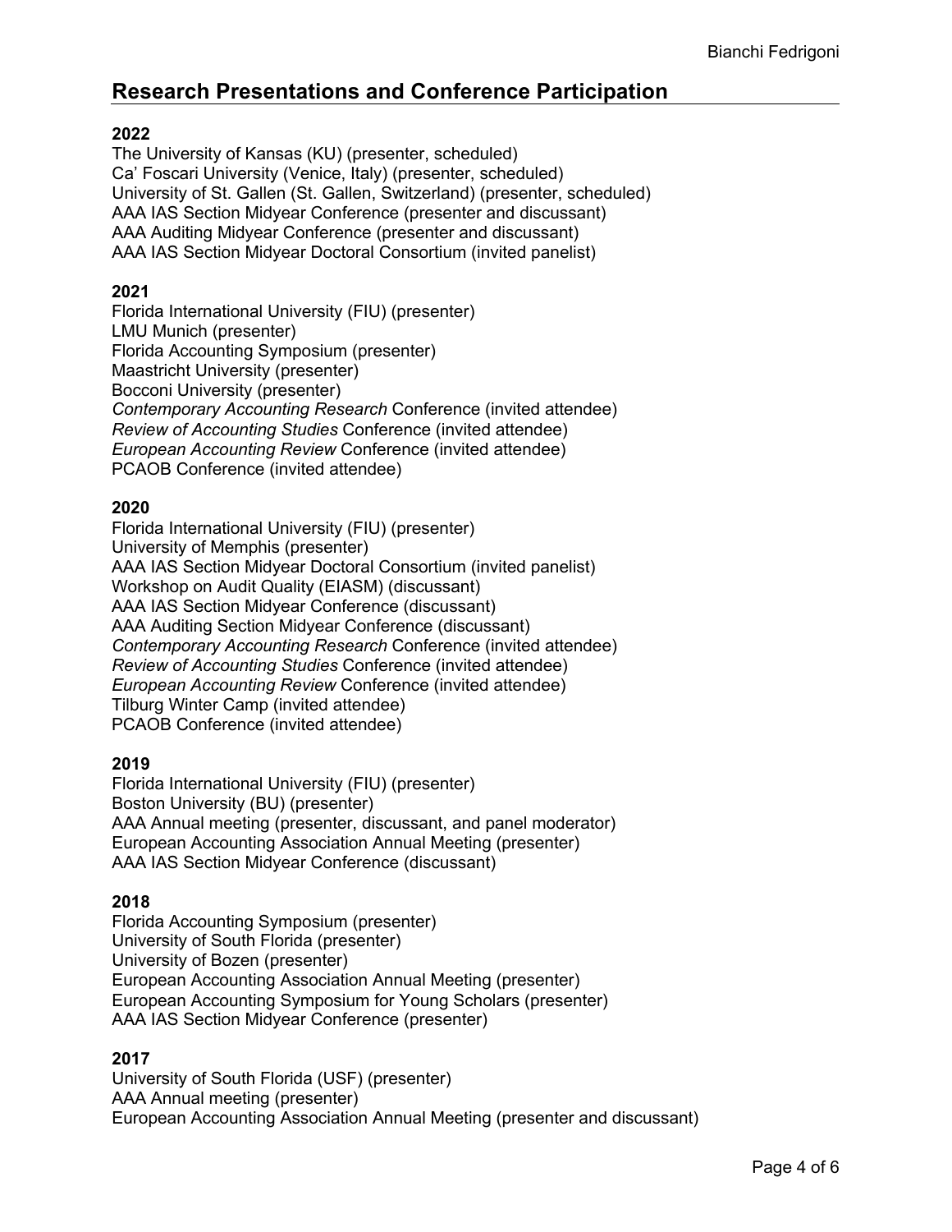## Research Presentations and Conference Participation

**2022**

The University of Kansas (KU) (presenter, scheduled)
Ca' Foscari University (Venice, Italy) (presenter, scheduled)
University of St. Gallen (St. Gallen, Switzerland) (presenter, scheduled)
AAA IAS Section Midyear Conference (presenter and discussant)
AAA Auditing Midyear Conference (presenter and discussant)
AAA IAS Section Midyear Doctoral Consortium (invited panelist)

**2021**

Florida International University (FIU) (presenter)
LMU Munich (presenter)
Florida Accounting Symposium (presenter)
Maastricht University (presenter)
Bocconi University (presenter)
*Contemporary Accounting Research* Conference (invited attendee)
*Review of Accounting Studies* Conference (invited attendee)
*European Accounting Review* Conference (invited attendee)
PCAOB Conference (invited attendee)

**2020**

Florida International University (FIU) (presenter)
University of Memphis (presenter)
AAA IAS Section Midyear Doctoral Consortium (invited panelist)
Workshop on Audit Quality (EIASM) (discussant)
AAA IAS Section Midyear Conference (discussant)
AAA Auditing Section Midyear Conference (discussant)
*Contemporary Accounting Research* Conference (invited attendee)
*Review of Accounting Studies* Conference (invited attendee)
*European Accounting Review* Conference (invited attendee)
Tilburg Winter Camp (invited attendee)
PCAOB Conference (invited attendee)

**2019**

Florida International University (FIU) (presenter)
Boston University (BU) (presenter)
AAA Annual meeting (presenter, discussant, and panel moderator)
European Accounting Association Annual Meeting (presenter)
AAA IAS Section Midyear Conference (discussant)

**2018**

Florida Accounting Symposium (presenter)
University of South Florida (presenter)
University of Bozen (presenter)
European Accounting Association Annual Meeting (presenter)
European Accounting Symposium for Young Scholars (presenter)
AAA IAS Section Midyear Conference (presenter)

**2017**

University of South Florida (USF) (presenter)
AAA Annual meeting (presenter)
European Accounting Association Annual Meeting (presenter and discussant)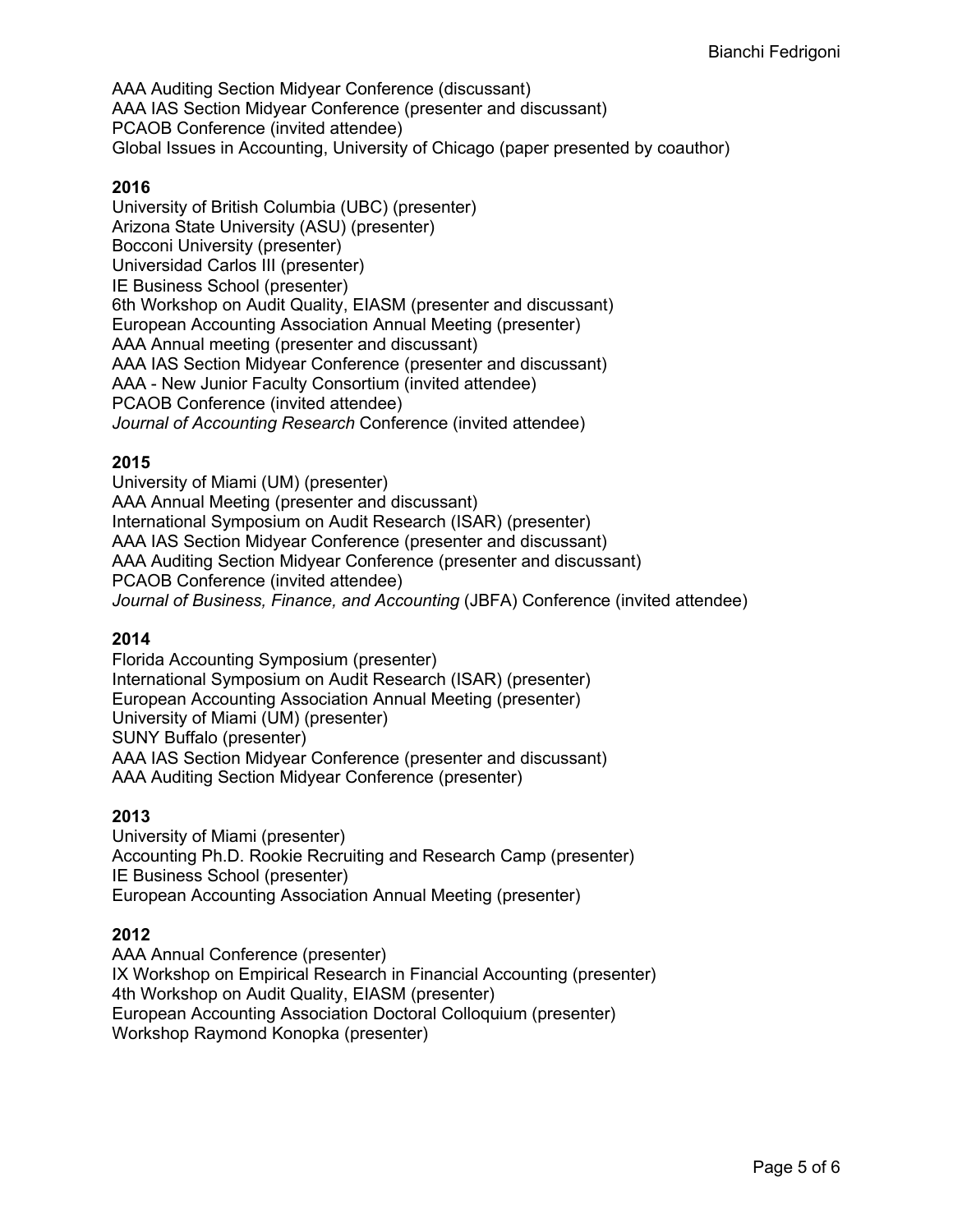AAA Auditing Section Midyear Conference (discussant)
AAA IAS Section Midyear Conference (presenter and discussant)
PCAOB Conference (invited attendee)
Global Issues in Accounting, University of Chicago (paper presented by coauthor)

**2016**

University of British Columbia (UBC) (presenter)
Arizona State University (ASU) (presenter)
Bocconi University (presenter)
Universidad Carlos III (presenter)
IE Business School (presenter)
6th Workshop on Audit Quality, EIASM (presenter and discussant)
European Accounting Association Annual Meeting (presenter)
AAA Annual meeting (presenter and discussant)
AAA IAS Section Midyear Conference (presenter and discussant)
AAA - New Junior Faculty Consortium (invited attendee)
PCAOB Conference (invited attendee)
*Journal of Accounting Research* Conference (invited attendee)

**2015**

University of Miami (UM) (presenter)
AAA Annual Meeting (presenter and discussant)
International Symposium on Audit Research (ISAR) (presenter)
AAA IAS Section Midyear Conference (presenter and discussant)
AAA Auditing Section Midyear Conference (presenter and discussant)
PCAOB Conference (invited attendee)
*Journal of Business, Finance, and Accounting* (JBFA) Conference (invited attendee)

**2014**

Florida Accounting Symposium (presenter)
International Symposium on Audit Research (ISAR) (presenter)
European Accounting Association Annual Meeting (presenter)
University of Miami (UM) (presenter)
SUNY Buffalo (presenter)
AAA IAS Section Midyear Conference (presenter and discussant)
AAA Auditing Section Midyear Conference (presenter)

**2013**

University of Miami (presenter)
Accounting Ph.D. Rookie Recruiting and Research Camp (presenter)
IE Business School (presenter)
European Accounting Association Annual Meeting (presenter)

**2012**

AAA Annual Conference (presenter)
IX Workshop on Empirical Research in Financial Accounting (presenter)
4th Workshop on Audit Quality, EIASM (presenter)
European Accounting Association Doctoral Colloquium (presenter)
Workshop Raymond Konopka (presenter)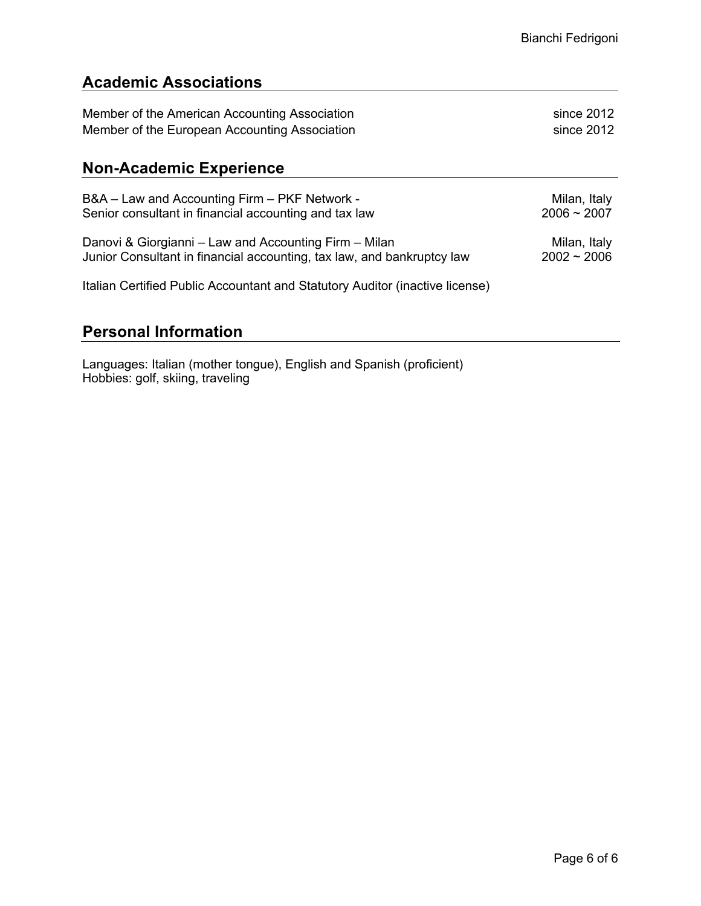## Academic Associations

Member of the American Accounting Association since 2012
Member of the European Accounting Association since 2012

## Non-Academic Experience

B&A – Law and Accounting Firm – PKF Network - Milan, Italy
Senior consultant in financial accounting and tax law 2006 ~ 2007

Danovi & Giorgianni – Law and Accounting Firm – Milan Milan, Italy
Junior Consultant in financial accounting, tax law, and bankruptcy law 2002 ~ 2006

Italian Certified Public Accountant and Statutory Auditor (inactive license)

## Personal Information

Languages: Italian (mother tongue), English and Spanish (proficient)
Hobbies: golf, skiing, traveling